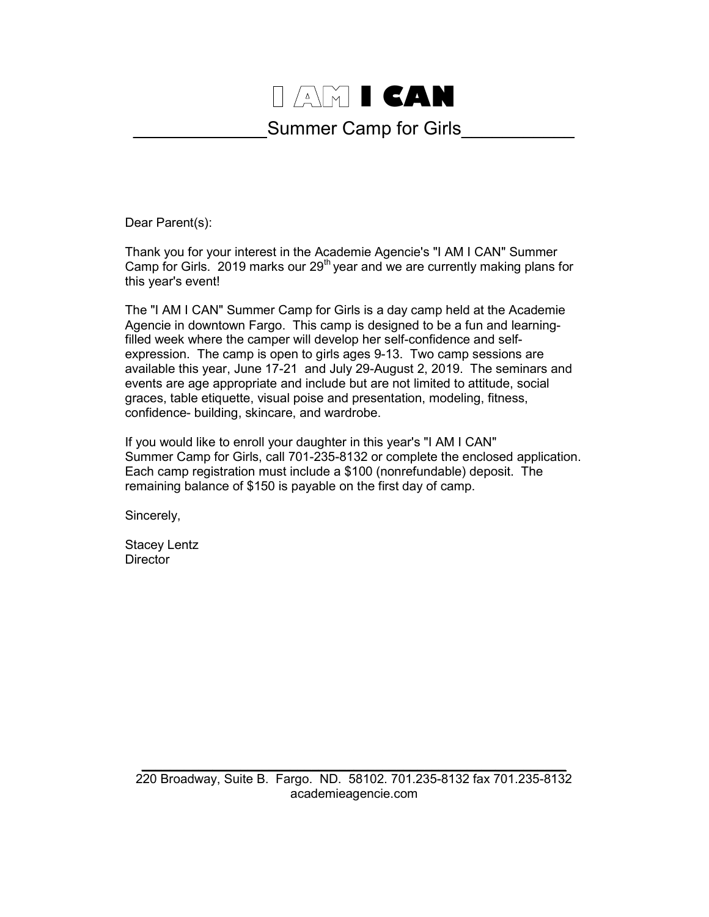# I AM I CAN

## Summer Camp for Girls

Dear Parent(s):

Thank you for your interest in the Academie Agencie's "I AM I CAN" Summer Camp for Girls. 2019 marks our 29th year and we are currently making plans for this year's event!

The "I AM I CAN" Summer Camp for Girls is a day camp held at the Academie Agencie in downtown Fargo. This camp is designed to be a fun and learning-filled week where the camper will develop her self-confidence and self-expression. The camp is open to girls ages 9-13. Two camp sessions are available this year, June 17-21 and July 29-August 2, 2019. The seminars and events are age appropriate and include but are not limited to attitude, social graces, table etiquette, visual poise and presentation, modeling, fitness, confidence- building, skincare, and wardrobe.

If you would like to enroll your daughter in this year's "I AM I CAN" Summer Camp for Girls, call 701-235-8132 or complete the enclosed application. Each camp registration must include a $100 (nonrefundable) deposit. The remaining balance of $150 is payable on the first day of camp.

Sincerely,

Stacey Lentz
Director

220 Broadway, Suite B. Fargo. ND. 58102. 701.235-8132 fax 701.235-8132
academieagencie.com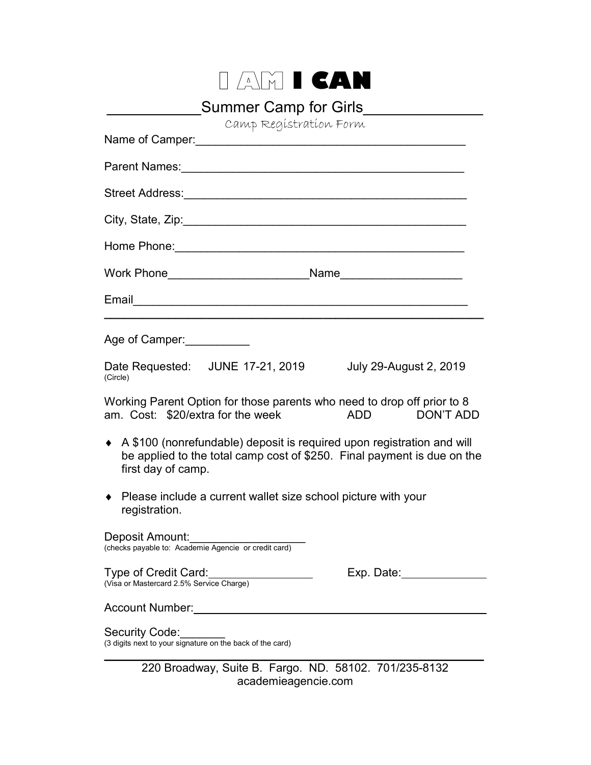# I AM I CAN

## Summer Camp for Girls

Camp Registration Form

Name of Camper:_________________________________________

Parent Names:_____________________________________________

Street Address:____________________________________________

City, State, Zip:____________________________________________

Home Phone:______________________________________________

Work Phone______________________Name___________________

Email_____________________________________________________

---

Age of Camper:__________

Date Requested: JUNE 17-21, 2019 July 29-August 2, 2019
(Circle)

Working Parent Option for those parents who need to drop off prior to 8 am. Cost: $20/extra for the week ADD DON'T ADD

- A $100 (nonrefundable) deposit is required upon registration and will be applied to the total camp cost of $250. Final payment is due on the first day of camp.
- Please include a current wallet size school picture with your registration.

Deposit Amount:__________________
(checks payable to: Academie Agencie or credit card)

Type of Credit Card:________________ Exp. Date:_____________
(Visa or Mastercard 2.5% Service Charge)

Account Number:_________________________________________

Security Code:_______
(3 digits next to your signature on the back of the card)

---

220 Broadway, Suite B. Fargo. ND. 58102. 701/235-8132
academieagencie.com